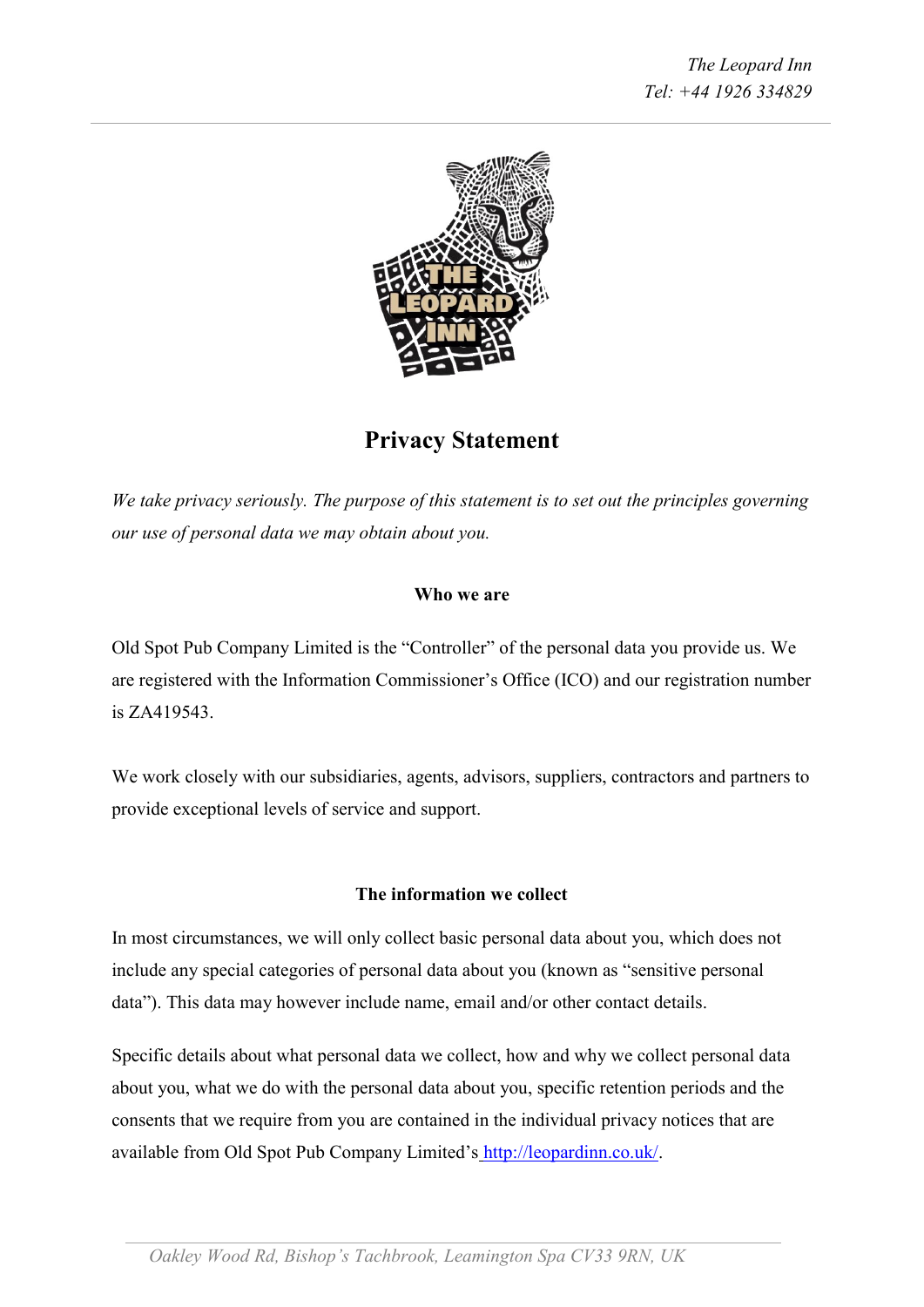# Privacy Statement

*We take privacy seriously. The purpose of this statement is to set out the principles governing our use of personal data we may obtain about you.*

## Who we are

Old Spot Pub Company Limited is the "Controller" of the personal data you provide us. We are registered with the Information Commissioner's Office (ICO) and our registration number is ZA419543.

We work closely with our subsidiaries, agents, advisors, suppliers, contractors and partners to provide exceptional levels of service and support.

## The information we collect

In most circumstances, we will only collect basic personal data about you, which does not include any special categories of personal data about you (known as "sensitive personal data"). This data may however include name, email and/or other contact details.

Specific details about what personal data we collect, how and why we collect personal data about you, what we do with the personal data about you, specific retention periods and the consents that we require from you are contained in the individual privacy notices that are available from Old Spot Pub Company Limited's [http://leopardinn.co.uk/](http://leopardinn.co.uk/).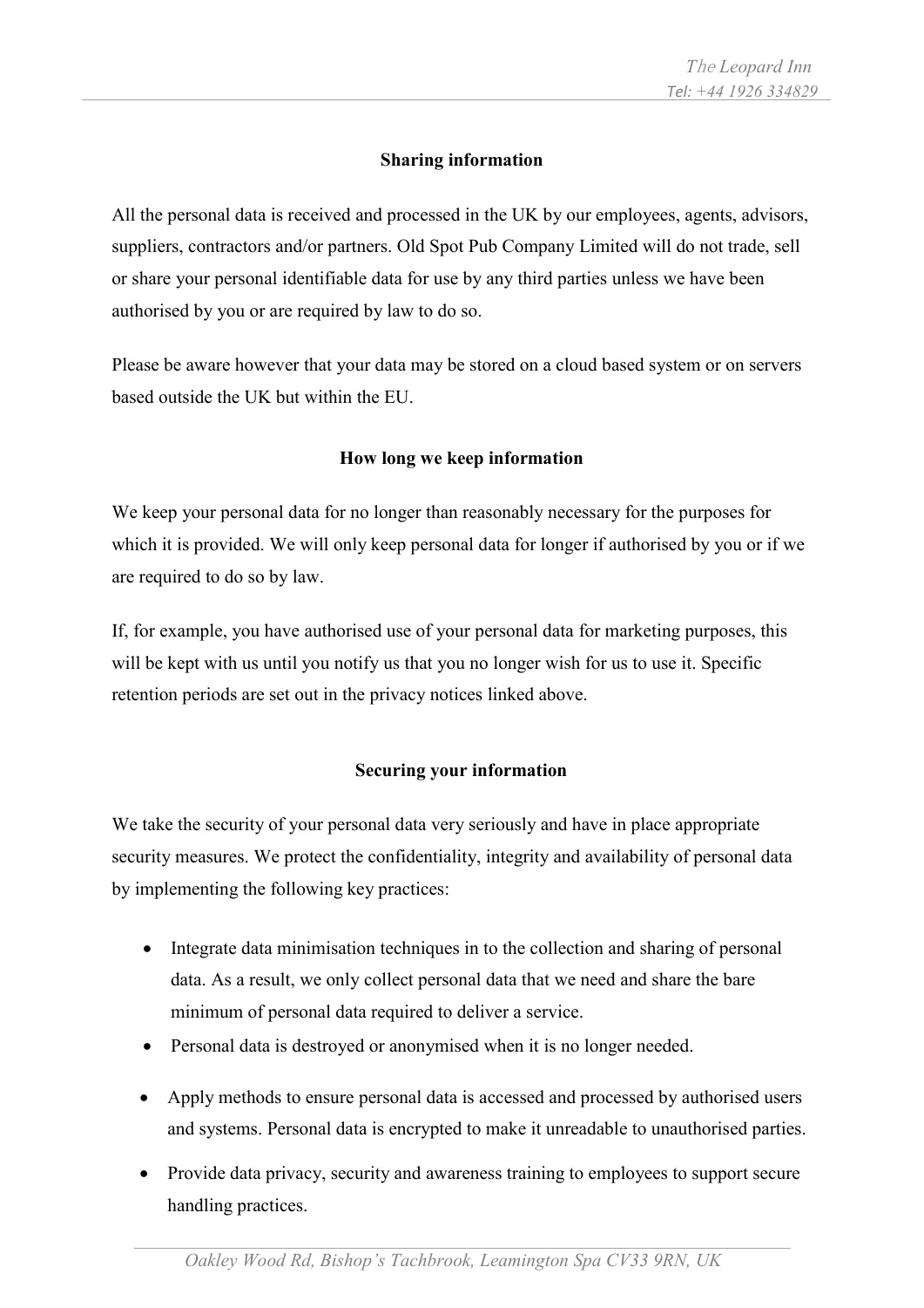## Sharing information

All the personal data is received and processed in the UK by our employees, agents, advisors, suppliers, contractors and/or partners. Old Spot Pub Company Limited will do not trade, sell or share your personal identifiable data for use by any third parties unless we have been authorised by you or are required by law to do so.

Please be aware however that your data may be stored on a cloud based system or on servers based outside the UK but within the EU.

## How long we keep information

We keep your personal data for no longer than reasonably necessary for the purposes for which it is provided. We will only keep personal data for longer if authorised by you or if we are required to do so by law.

If, for example, you have authorised use of your personal data for marketing purposes, this will be kept with us until you notify us that you no longer wish for us to use it. Specific retention periods are set out in the privacy notices linked above.

## Securing your information

We take the security of your personal data very seriously and have in place appropriate security measures. We protect the confidentiality, integrity and availability of personal data by implementing the following key practices:

- Integrate data minimisation techniques in to the collection and sharing of personal data. As a result, we only collect personal data that we need and share the bare minimum of personal data required to deliver a service.
- Personal data is destroyed or anonymised when it is no longer needed.
- Apply methods to ensure personal data is accessed and processed by authorised users and systems. Personal data is encrypted to make it unreadable to unauthorised parties.
- Provide data privacy, security and awareness training to employees to support secure handling practices.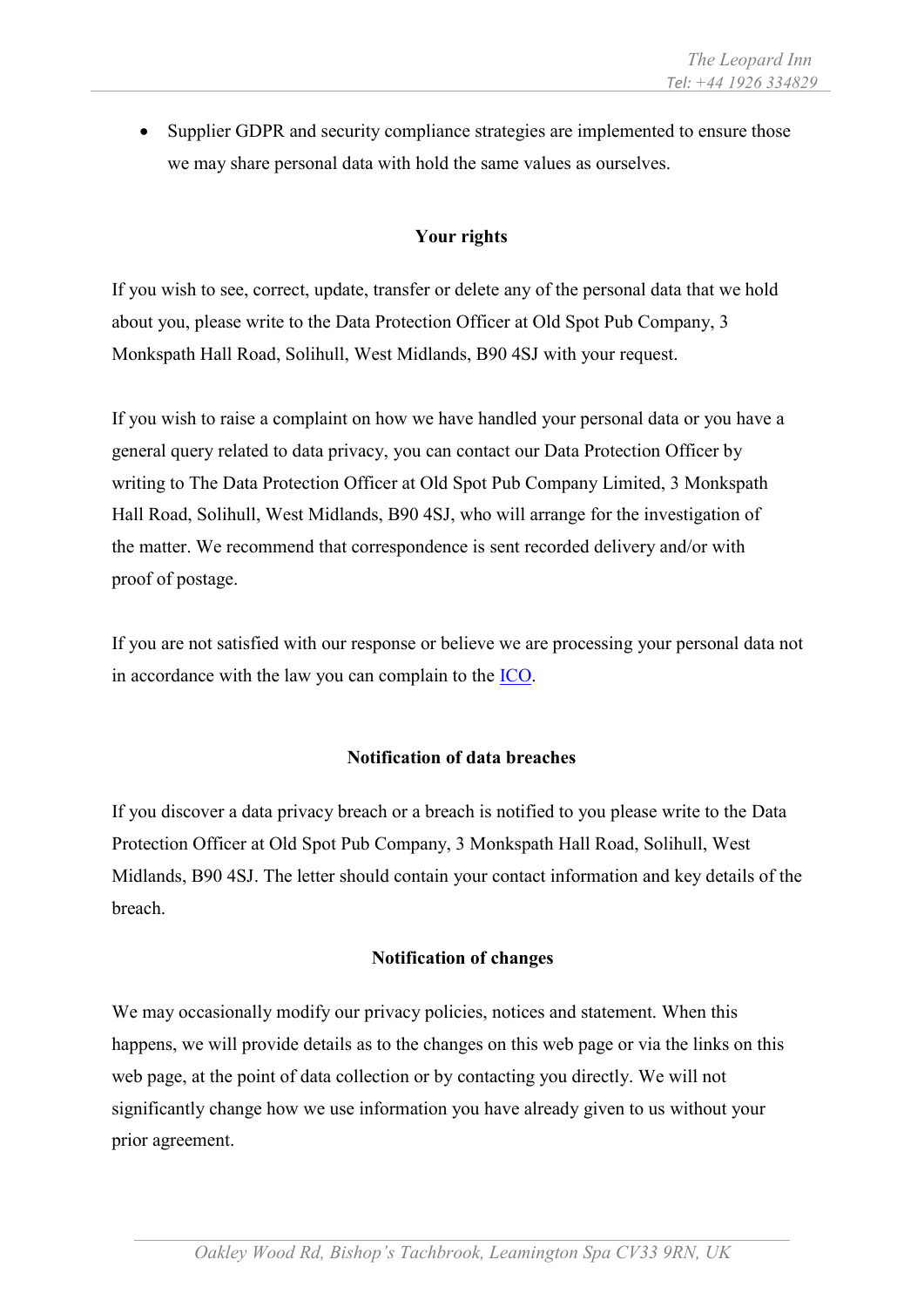- Supplier GDPR and security compliance strategies are implemented to ensure those we may share personal data with hold the same values as ourselves.

## Your rights

If you wish to see, correct, update, transfer or delete any of the personal data that we hold about you, please write to the Data Protection Officer at Old Spot Pub Company, 3 Monkspath Hall Road, Solihull, West Midlands, B90 4SJ with your request.

If you wish to raise a complaint on how we have handled your personal data or you have a general query related to data privacy, you can contact our Data Protection Officer by writing to The Data Protection Officer at Old Spot Pub Company Limited, 3 Monkspath Hall Road, Solihull, West Midlands, B90 4SJ, who will arrange for the investigation of the matter. We recommend that correspondence is sent recorded delivery and/or with proof of postage.

If you are not satisfied with our response or believe we are processing your personal data not in accordance with the law you can complain to the ICO.

## Notification of data breaches

If you discover a data privacy breach or a breach is notified to you please write to the Data Protection Officer at Old Spot Pub Company, 3 Monkspath Hall Road, Solihull, West Midlands, B90 4SJ. The letter should contain your contact information and key details of the breach.

## Notification of changes

We may occasionally modify our privacy policies, notices and statement. When this happens, we will provide details as to the changes on this web page or via the links on this web page, at the point of data collection or by contacting you directly. We will not significantly change how we use information you have already given to us without your prior agreement.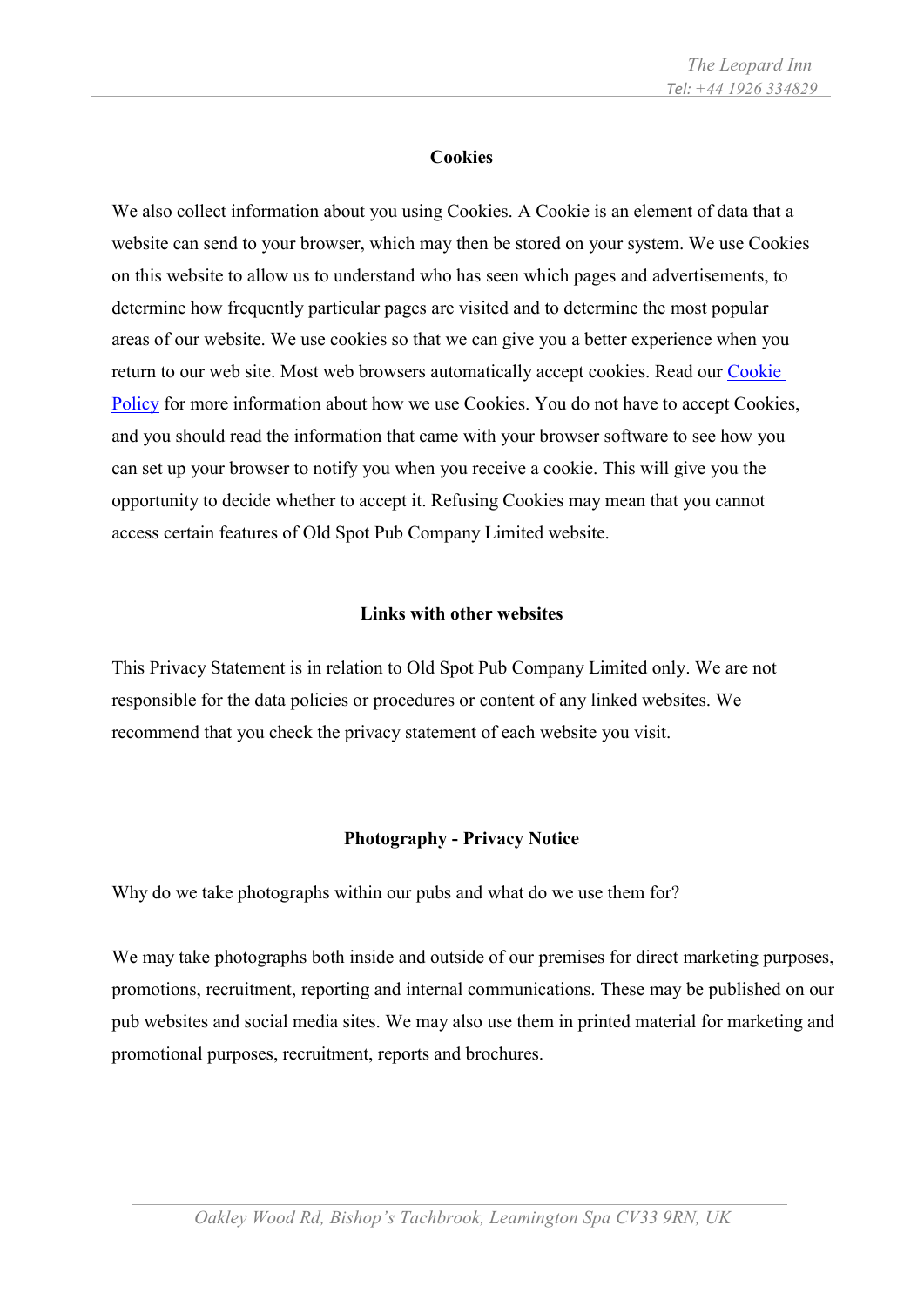## Cookies

We also collect information about you using Cookies. A Cookie is an element of data that a website can send to your browser, which may then be stored on your system. We use Cookies on this website to allow us to understand who has seen which pages and advertisements, to determine how frequently particular pages are visited and to determine the most popular areas of our website. We use cookies so that we can give you a better experience when you return to our web site. Most web browsers automatically accept cookies. Read our Cookie Policy for more information about how we use Cookies. You do not have to accept Cookies, and you should read the information that came with your browser software to see how you can set up your browser to notify you when you receive a cookie. This will give you the opportunity to decide whether to accept it. Refusing Cookies may mean that you cannot access certain features of Old Spot Pub Company Limited website.

## Links with other websites

This Privacy Statement is in relation to Old Spot Pub Company Limited only. We are not responsible for the data policies or procedures or content of any linked websites. We recommend that you check the privacy statement of each website you visit.

## Photography - Privacy Notice

Why do we take photographs within our pubs and what do we use them for?

We may take photographs both inside and outside of our premises for direct marketing purposes, promotions, recruitment, reporting and internal communications. These may be published on our pub websites and social media sites. We may also use them in printed material for marketing and promotional purposes, recruitment, reports and brochures.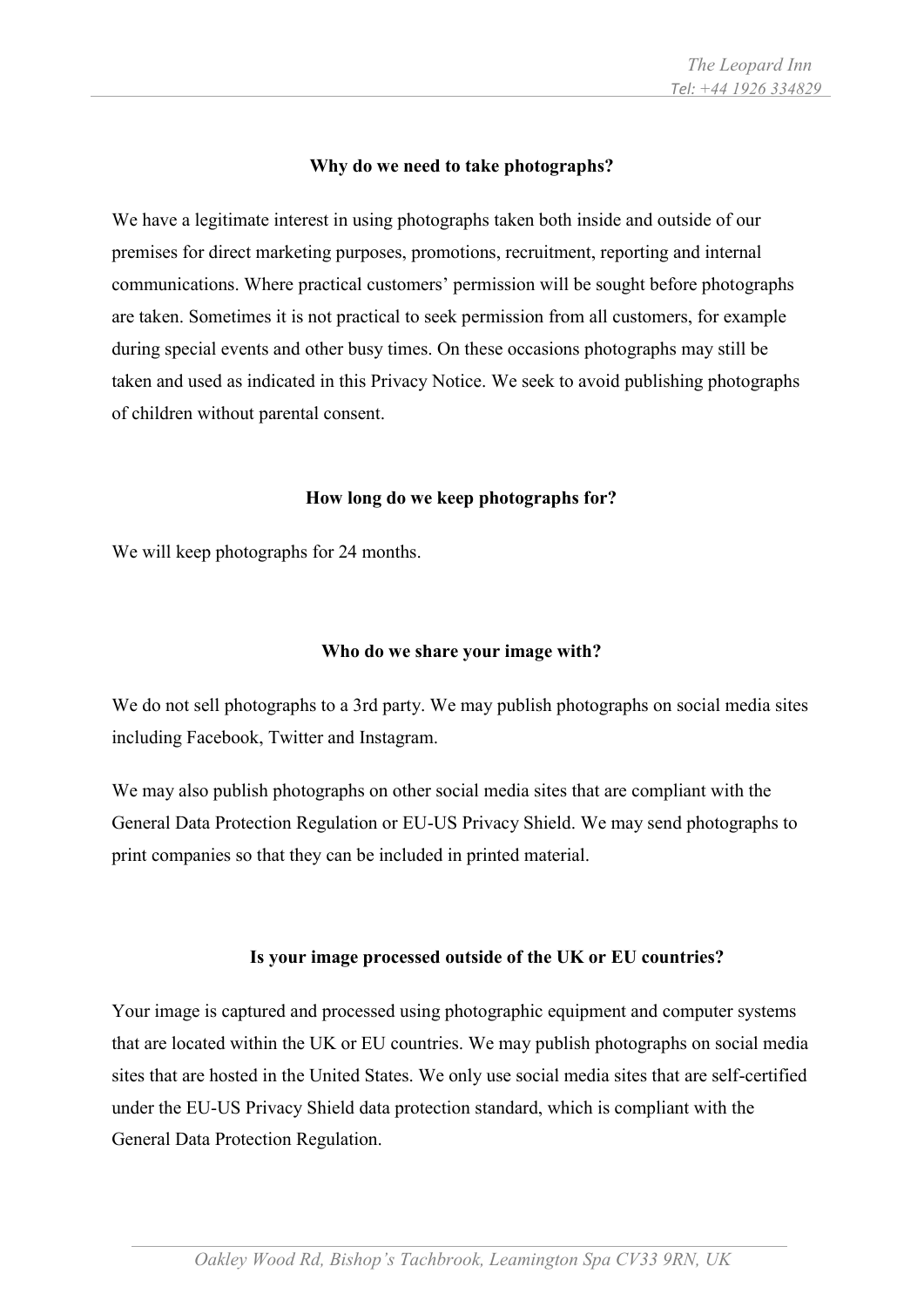### Why do we need to take photographs?

We have a legitimate interest in using photographs taken both inside and outside of our premises for direct marketing purposes, promotions, recruitment, reporting and internal communications. Where practical customers' permission will be sought before photographs are taken. Sometimes it is not practical to seek permission from all customers, for example during special events and other busy times. On these occasions photographs may still be taken and used as indicated in this Privacy Notice. We seek to avoid publishing photographs of children without parental consent.

### How long do we keep photographs for?

We will keep photographs for 24 months.

### Who do we share your image with?

We do not sell photographs to a 3rd party. We may publish photographs on social media sites including Facebook, Twitter and Instagram.

We may also publish photographs on other social media sites that are compliant with the General Data Protection Regulation or EU-US Privacy Shield. We may send photographs to print companies so that they can be included in printed material.

### Is your image processed outside of the UK or EU countries?

Your image is captured and processed using photographic equipment and computer systems that are located within the UK or EU countries. We may publish photographs on social media sites that are hosted in the United States. We only use social media sites that are self-certified under the EU-US Privacy Shield data protection standard, which is compliant with the General Data Protection Regulation.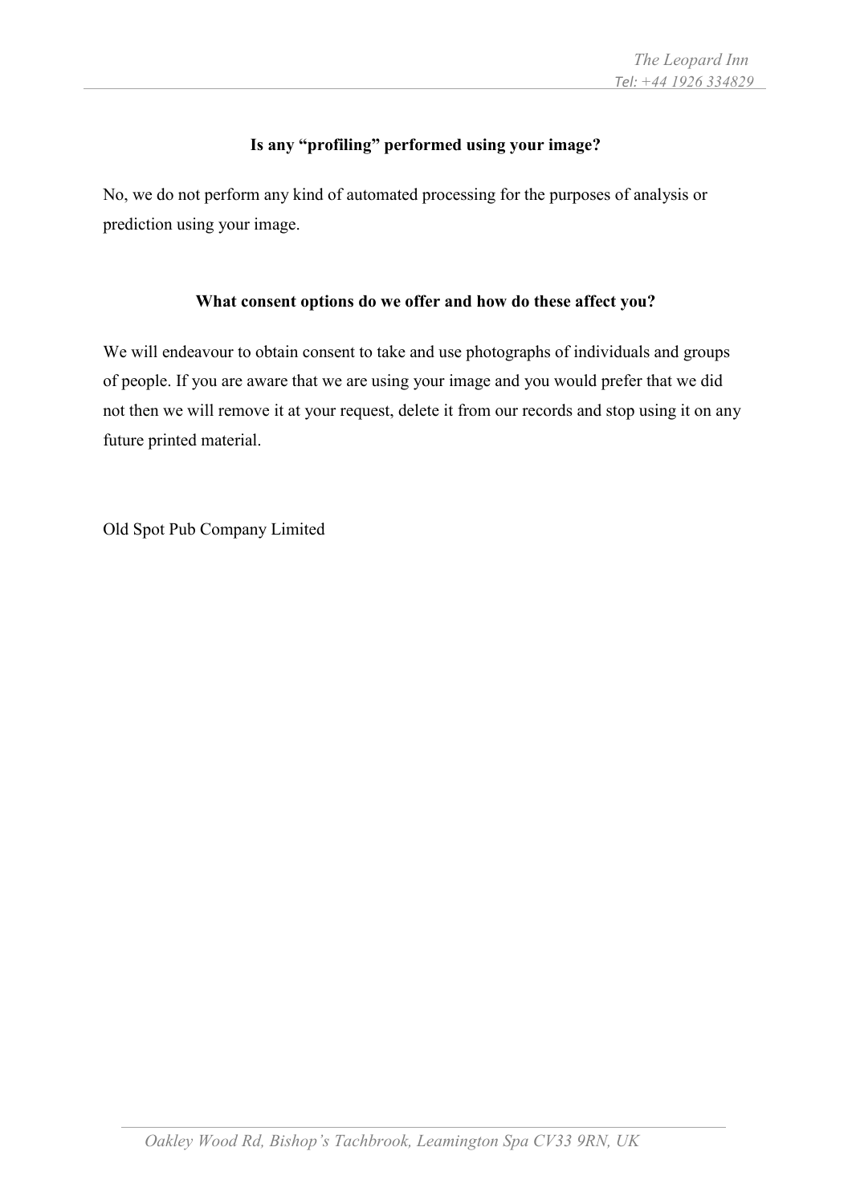### Is any "profiling" performed using your image?

No, we do not perform any kind of automated processing for the purposes of analysis or prediction using your image.

### What consent options do we offer and how do these affect you?

We will endeavour to obtain consent to take and use photographs of individuals and groups of people. If you are aware that we are using your image and you would prefer that we did not then we will remove it at your request, delete it from our records and stop using it on any future printed material.

Old Spot Pub Company Limited